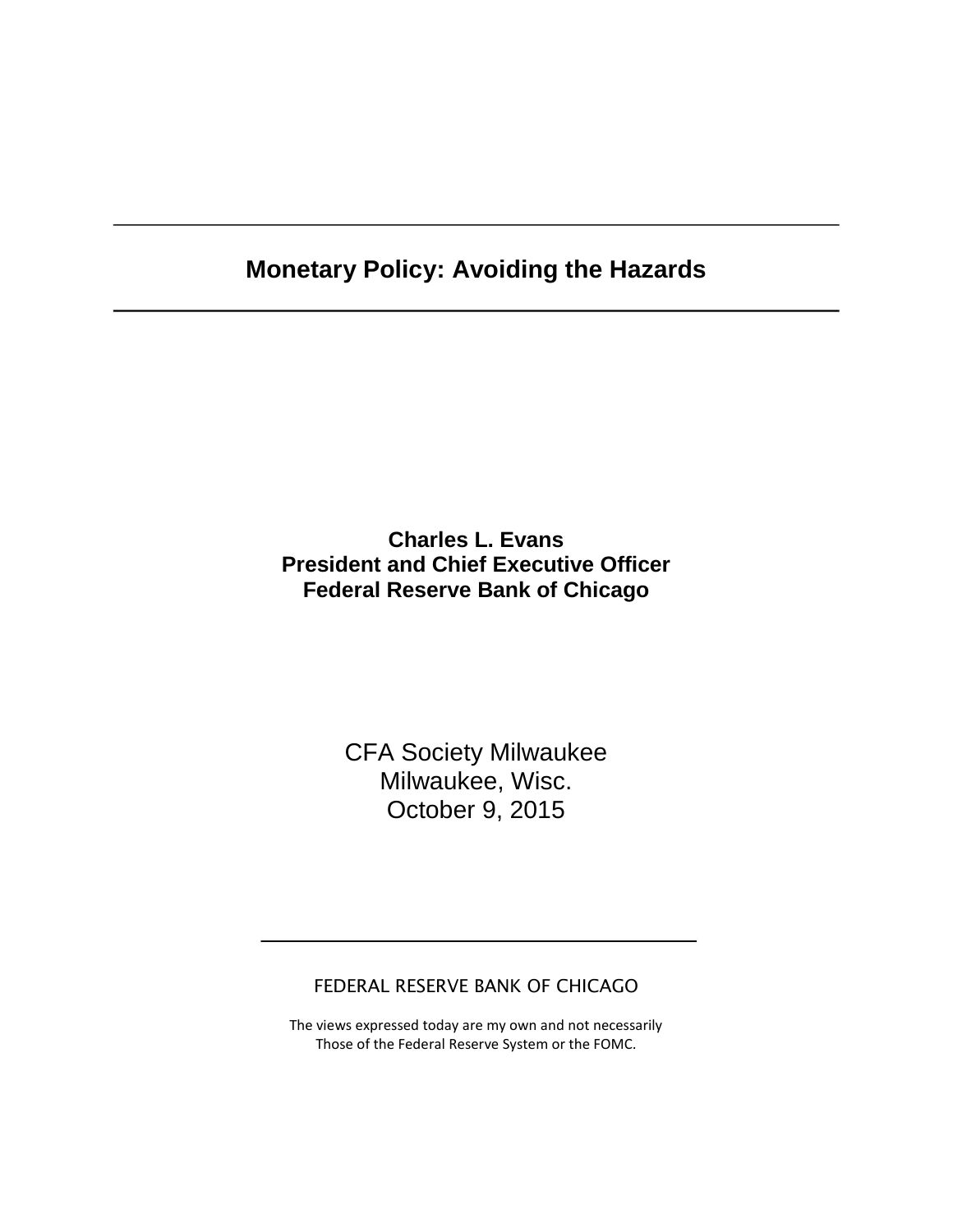# Monetary Policy: Avoiding the Hazards

**Charles L. Evans**
**President and Chief Executive Officer**
**Federal Reserve Bank of Chicago**

CFA Society Milwaukee
Milwaukee, Wisc.
October 9, 2015

FEDERAL RESERVE BANK OF CHICAGO

The views expressed today are my own and not necessarily
Those of the Federal Reserve System or the FOMC.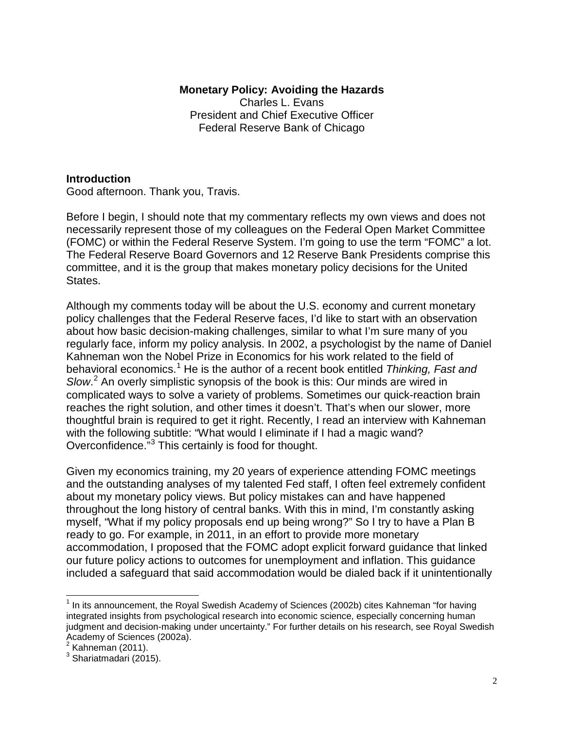**Monetary Policy: Avoiding the Hazards**
Charles L. Evans
President and Chief Executive Officer
Federal Reserve Bank of Chicago

## Introduction

Good afternoon. Thank you, Travis.

Before I begin, I should note that my commentary reflects my own views and does not necessarily represent those of my colleagues on the Federal Open Market Committee (FOMC) or within the Federal Reserve System. I'm going to use the term "FOMC" a lot. The Federal Reserve Board Governors and 12 Reserve Bank Presidents comprise this committee, and it is the group that makes monetary policy decisions for the United States.

Although my comments today will be about the U.S. economy and current monetary policy challenges that the Federal Reserve faces, I'd like to start with an observation about how basic decision-making challenges, similar to what I'm sure many of you regularly face, inform my policy analysis. In 2002, a psychologist by the name of Daniel Kahneman won the Nobel Prize in Economics for his work related to the field of behavioral economics.[1] He is the author of a recent book entitled *Thinking, Fast and Slow*.[2] An overly simplistic synopsis of the book is this: Our minds are wired in complicated ways to solve a variety of problems. Sometimes our quick-reaction brain reaches the right solution, and other times it doesn't. That's when our slower, more thoughtful brain is required to get it right. Recently, I read an interview with Kahneman with the following subtitle: "What would I eliminate if I had a magic wand? Overconfidence."[3] This certainly is food for thought.

Given my economics training, my 20 years of experience attending FOMC meetings and the outstanding analyses of my talented Fed staff, I often feel extremely confident about my monetary policy views. But policy mistakes can and have happened throughout the long history of central banks. With this in mind, I'm constantly asking myself, "What if my policy proposals end up being wrong?" So I try to have a Plan B ready to go. For example, in 2011, in an effort to provide more monetary accommodation, I proposed that the FOMC adopt explicit forward guidance that linked our future policy actions to outcomes for unemployment and inflation. This guidance included a safeguard that said accommodation would be dialed back if it unintentionally

---

[1] In its announcement, the Royal Swedish Academy of Sciences (2002b) cites Kahneman "for having integrated insights from psychological research into economic science, especially concerning human judgment and decision-making under uncertainty." For further details on his research, see Royal Swedish Academy of Sciences (2002a).

[2] Kahneman (2011).

[3] Shariatmadari (2015).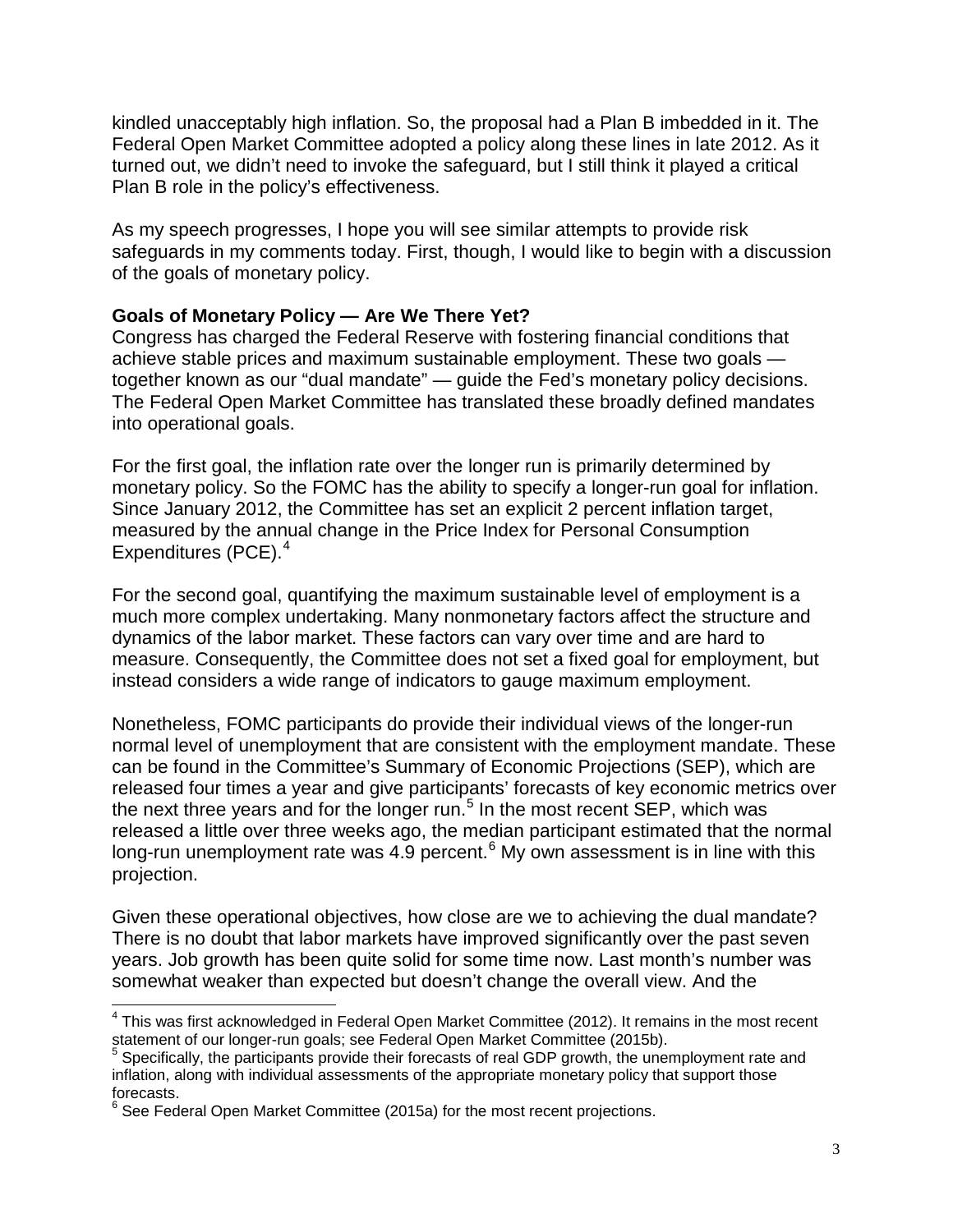kindled unacceptably high inflation. So, the proposal had a Plan B imbedded in it. The Federal Open Market Committee adopted a policy along these lines in late 2012. As it turned out, we didn't need to invoke the safeguard, but I still think it played a critical Plan B role in the policy's effectiveness.

As my speech progresses, I hope you will see similar attempts to provide risk safeguards in my comments today. First, though, I would like to begin with a discussion of the goals of monetary policy.

**Goals of Monetary Policy — Are We There Yet?**

Congress has charged the Federal Reserve with fostering financial conditions that achieve stable prices and maximum sustainable employment. These two goals — together known as our "dual mandate" — guide the Fed's monetary policy decisions. The Federal Open Market Committee has translated these broadly defined mandates into operational goals.

For the first goal, the inflation rate over the longer run is primarily determined by monetary policy. So the FOMC has the ability to specify a longer-run goal for inflation. Since January 2012, the Committee has set an explicit 2 percent inflation target, measured by the annual change in the Price Index for Personal Consumption Expenditures (PCE).[4]

For the second goal, quantifying the maximum sustainable level of employment is a much more complex undertaking. Many nonmonetary factors affect the structure and dynamics of the labor market. These factors can vary over time and are hard to measure. Consequently, the Committee does not set a fixed goal for employment, but instead considers a wide range of indicators to gauge maximum employment.

Nonetheless, FOMC participants do provide their individual views of the longer-run normal level of unemployment that are consistent with the employment mandate. These can be found in the Committee's Summary of Economic Projections (SEP), which are released four times a year and give participants' forecasts of key economic metrics over the next three years and for the longer run.[5] In the most recent SEP, which was released a little over three weeks ago, the median participant estimated that the normal long-run unemployment rate was 4.9 percent.[6] My own assessment is in line with this projection.

Given these operational objectives, how close are we to achieving the dual mandate? There is no doubt that labor markets have improved significantly over the past seven years. Job growth has been quite solid for some time now. Last month's number was somewhat weaker than expected but doesn't change the overall view. And the

---

[4] This was first acknowledged in Federal Open Market Committee (2012). It remains in the most recent statement of our longer-run goals; see Federal Open Market Committee (2015b).

[5] Specifically, the participants provide their forecasts of real GDP growth, the unemployment rate and inflation, along with individual assessments of the appropriate monetary policy that support those forecasts.

[6] See Federal Open Market Committee (2015a) for the most recent projections.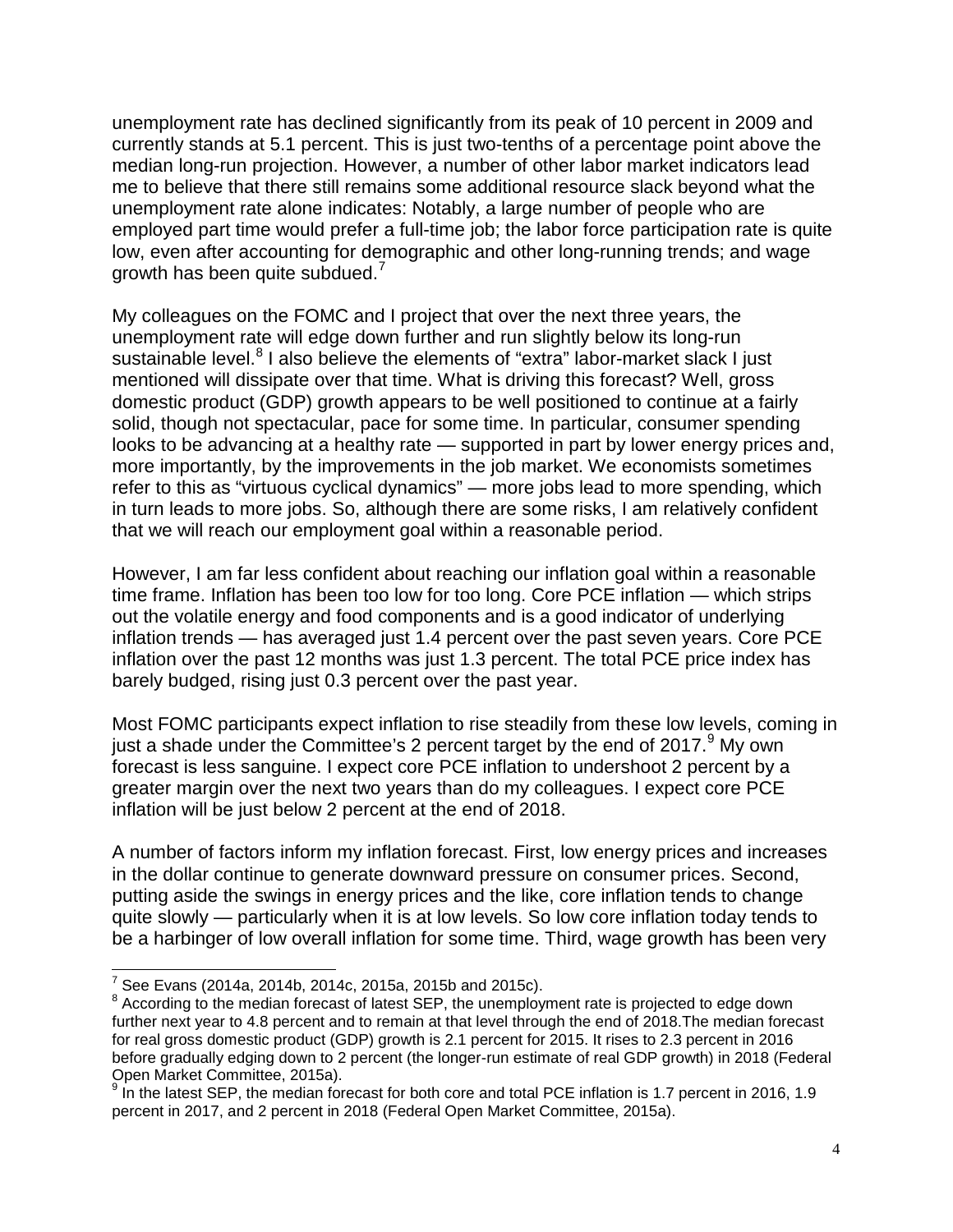unemployment rate has declined significantly from its peak of 10 percent in 2009 and currently stands at 5.1 percent. This is just two-tenths of a percentage point above the median long-run projection. However, a number of other labor market indicators lead me to believe that there still remains some additional resource slack beyond what the unemployment rate alone indicates: Notably, a large number of people who are employed part time would prefer a full-time job; the labor force participation rate is quite low, even after accounting for demographic and other long-running trends; and wage growth has been quite subdued.[7]

My colleagues on the FOMC and I project that over the next three years, the unemployment rate will edge down further and run slightly below its long-run sustainable level.[8] I also believe the elements of "extra" labor-market slack I just mentioned will dissipate over that time. What is driving this forecast? Well, gross domestic product (GDP) growth appears to be well positioned to continue at a fairly solid, though not spectacular, pace for some time. In particular, consumer spending looks to be advancing at a healthy rate — supported in part by lower energy prices and, more importantly, by the improvements in the job market. We economists sometimes refer to this as "virtuous cyclical dynamics" — more jobs lead to more spending, which in turn leads to more jobs. So, although there are some risks, I am relatively confident that we will reach our employment goal within a reasonable period.

However, I am far less confident about reaching our inflation goal within a reasonable time frame. Inflation has been too low for too long. Core PCE inflation — which strips out the volatile energy and food components and is a good indicator of underlying inflation trends — has averaged just 1.4 percent over the past seven years. Core PCE inflation over the past 12 months was just 1.3 percent. The total PCE price index has barely budged, rising just 0.3 percent over the past year.

Most FOMC participants expect inflation to rise steadily from these low levels, coming in just a shade under the Committee's 2 percent target by the end of 2017.[9] My own forecast is less sanguine. I expect core PCE inflation to undershoot 2 percent by a greater margin over the next two years than do my colleagues. I expect core PCE inflation will be just below 2 percent at the end of 2018.

A number of factors inform my inflation forecast. First, low energy prices and increases in the dollar continue to generate downward pressure on consumer prices. Second, putting aside the swings in energy prices and the like, core inflation tends to change quite slowly — particularly when it is at low levels. So low core inflation today tends to be a harbinger of low overall inflation for some time. Third, wage growth has been very

---

[7] See Evans (2014a, 2014b, 2014c, 2015a, 2015b and 2015c).

[8] According to the median forecast of latest SEP, the unemployment rate is projected to edge down further next year to 4.8 percent and to remain at that level through the end of 2018.The median forecast for real gross domestic product (GDP) growth is 2.1 percent for 2015. It rises to 2.3 percent in 2016 before gradually edging down to 2 percent (the longer-run estimate of real GDP growth) in 2018 (Federal Open Market Committee, 2015a).

[9] In the latest SEP, the median forecast for both core and total PCE inflation is 1.7 percent in 2016, 1.9 percent in 2017, and 2 percent in 2018 (Federal Open Market Committee, 2015a).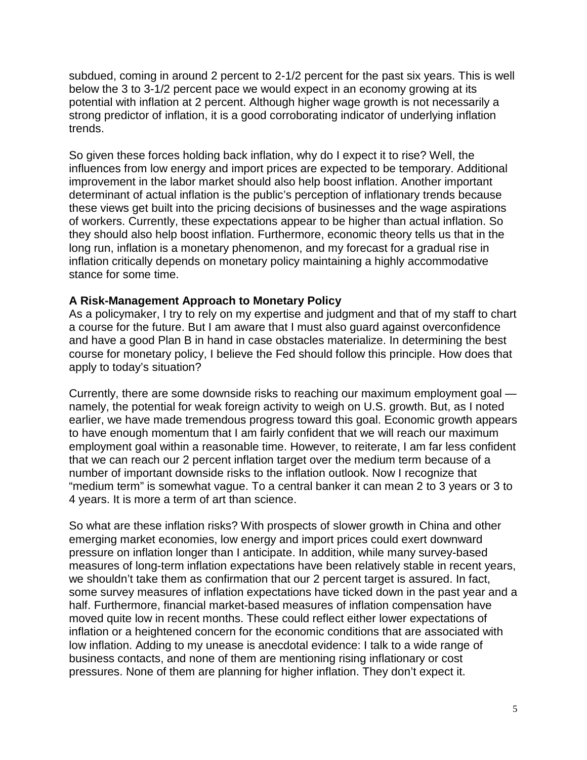subdued, coming in around 2 percent to 2-1/2 percent for the past six years. This is well below the 3 to 3-1/2 percent pace we would expect in an economy growing at its potential with inflation at 2 percent. Although higher wage growth is not necessarily a strong predictor of inflation, it is a good corroborating indicator of underlying inflation trends.

So given these forces holding back inflation, why do I expect it to rise? Well, the influences from low energy and import prices are expected to be temporary. Additional improvement in the labor market should also help boost inflation. Another important determinant of actual inflation is the public's perception of inflationary trends because these views get built into the pricing decisions of businesses and the wage aspirations of workers. Currently, these expectations appear to be higher than actual inflation. So they should also help boost inflation. Furthermore, economic theory tells us that in the long run, inflation is a monetary phenomenon, and my forecast for a gradual rise in inflation critically depends on monetary policy maintaining a highly accommodative stance for some time.

**A Risk-Management Approach to Monetary Policy**

As a policymaker, I try to rely on my expertise and judgment and that of my staff to chart a course for the future. But I am aware that I must also guard against overconfidence and have a good Plan B in hand in case obstacles materialize. In determining the best course for monetary policy, I believe the Fed should follow this principle. How does that apply to today's situation?

Currently, there are some downside risks to reaching our maximum employment goal — namely, the potential for weak foreign activity to weigh on U.S. growth. But, as I noted earlier, we have made tremendous progress toward this goal. Economic growth appears to have enough momentum that I am fairly confident that we will reach our maximum employment goal within a reasonable time. However, to reiterate, I am far less confident that we can reach our 2 percent inflation target over the medium term because of a number of important downside risks to the inflation outlook. Now I recognize that "medium term" is somewhat vague. To a central banker it can mean 2 to 3 years or 3 to 4 years. It is more a term of art than science.

So what are these inflation risks? With prospects of slower growth in China and other emerging market economies, low energy and import prices could exert downward pressure on inflation longer than I anticipate. In addition, while many survey-based measures of long-term inflation expectations have been relatively stable in recent years, we shouldn't take them as confirmation that our 2 percent target is assured. In fact, some survey measures of inflation expectations have ticked down in the past year and a half. Furthermore, financial market-based measures of inflation compensation have moved quite low in recent months. These could reflect either lower expectations of inflation or a heightened concern for the economic conditions that are associated with low inflation. Adding to my unease is anecdotal evidence: I talk to a wide range of business contacts, and none of them are mentioning rising inflationary or cost pressures. None of them are planning for higher inflation. They don't expect it.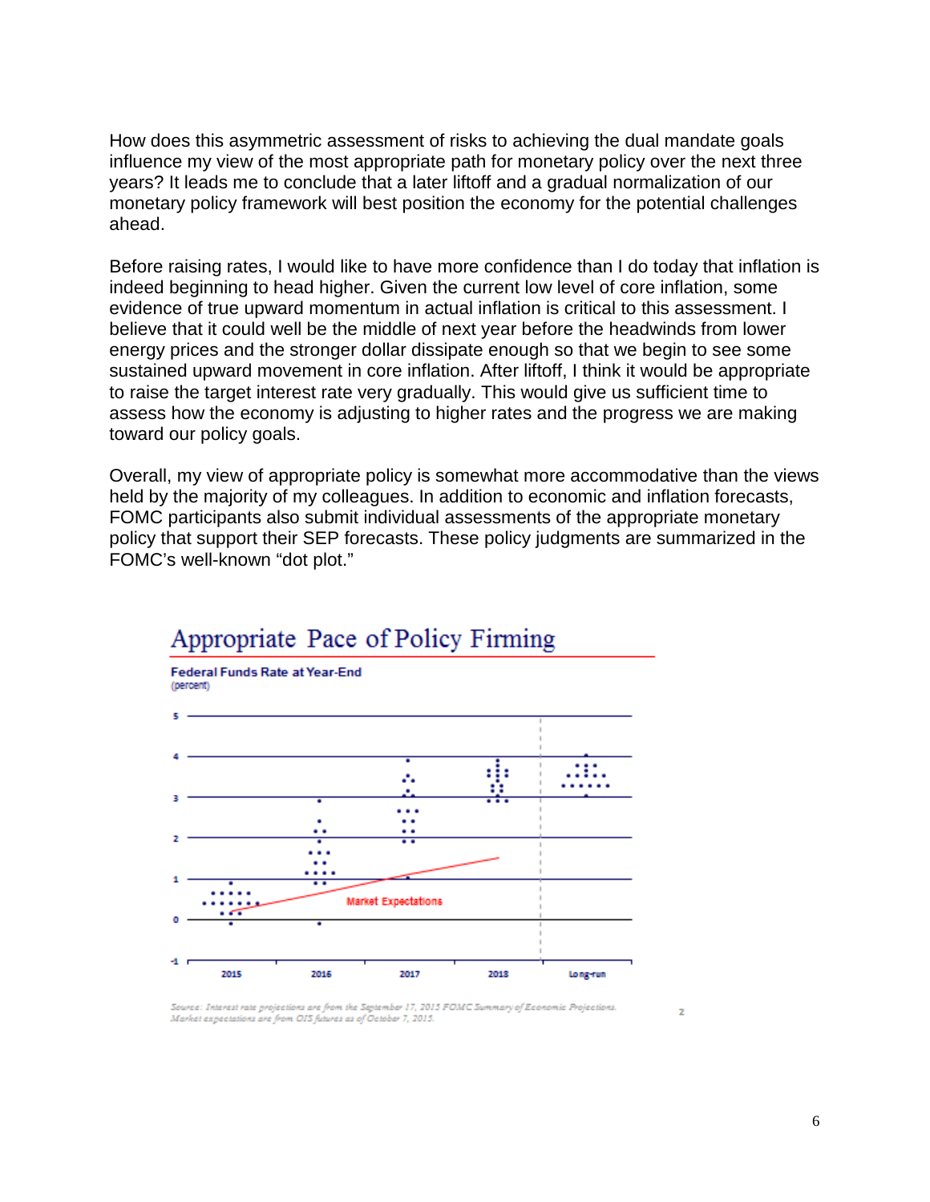How does this asymmetric assessment of risks to achieving the dual mandate goals influence my view of the most appropriate path for monetary policy over the next three years? It leads me to conclude that a later liftoff and a gradual normalization of our monetary policy framework will best position the economy for the potential challenges ahead.

Before raising rates, I would like to have more confidence than I do today that inflation is indeed beginning to head higher. Given the current low level of core inflation, some evidence of true upward momentum in actual inflation is critical to this assessment. I believe that it could well be the middle of next year before the headwinds from lower energy prices and the stronger dollar dissipate enough so that we begin to see some sustained upward movement in core inflation. After liftoff, I think it would be appropriate to raise the target interest rate very gradually. This would give us sufficient time to assess how the economy is adjusting to higher rates and the progress we are making toward our policy goals.

Overall, my view of appropriate policy is somewhat more accommodative than the views held by the majority of my colleagues. In addition to economic and inflation forecasts, FOMC participants also submit individual assessments of the appropriate monetary policy that support their SEP forecasts. These policy judgments are summarized in the FOMC's well-known "dot plot."

## Appropriate Pace of Policy Firming

**Federal Funds Rate at Year-End**
(percent)

*Source: Interest rate projections are from the September 17, 2015 FOMC Summary of Economic Projections. Market expectations are from OIS futures as of October 7, 2015.*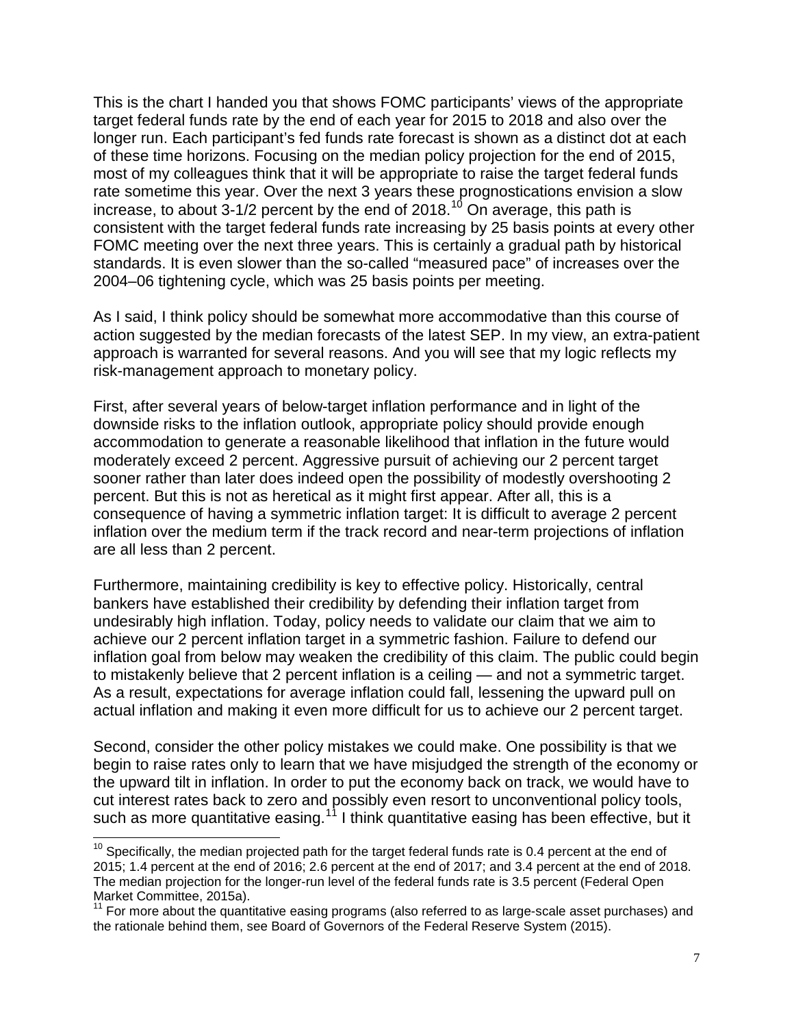This is the chart I handed you that shows FOMC participants' views of the appropriate target federal funds rate by the end of each year for 2015 to 2018 and also over the longer run. Each participant's fed funds rate forecast is shown as a distinct dot at each of these time horizons. Focusing on the median policy projection for the end of 2015, most of my colleagues think that it will be appropriate to raise the target federal funds rate sometime this year. Over the next 3 years these prognostications envision a slow increase, to about 3-1/2 percent by the end of 2018.[10] On average, this path is consistent with the target federal funds rate increasing by 25 basis points at every other FOMC meeting over the next three years. This is certainly a gradual path by historical standards. It is even slower than the so-called "measured pace" of increases over the 2004–06 tightening cycle, which was 25 basis points per meeting.

As I said, I think policy should be somewhat more accommodative than this course of action suggested by the median forecasts of the latest SEP. In my view, an extra-patient approach is warranted for several reasons. And you will see that my logic reflects my risk-management approach to monetary policy.

First, after several years of below-target inflation performance and in light of the downside risks to the inflation outlook, appropriate policy should provide enough accommodation to generate a reasonable likelihood that inflation in the future would moderately exceed 2 percent. Aggressive pursuit of achieving our 2 percent target sooner rather than later does indeed open the possibility of modestly overshooting 2 percent. But this is not as heretical as it might first appear. After all, this is a consequence of having a symmetric inflation target: It is difficult to average 2 percent inflation over the medium term if the track record and near-term projections of inflation are all less than 2 percent.

Furthermore, maintaining credibility is key to effective policy. Historically, central bankers have established their credibility by defending their inflation target from undesirably high inflation. Today, policy needs to validate our claim that we aim to achieve our 2 percent inflation target in a symmetric fashion. Failure to defend our inflation goal from below may weaken the credibility of this claim. The public could begin to mistakenly believe that 2 percent inflation is a ceiling — and not a symmetric target. As a result, expectations for average inflation could fall, lessening the upward pull on actual inflation and making it even more difficult for us to achieve our 2 percent target.

Second, consider the other policy mistakes we could make. One possibility is that we begin to raise rates only to learn that we have misjudged the strength of the economy or the upward tilt in inflation. In order to put the economy back on track, we would have to cut interest rates back to zero and possibly even resort to unconventional policy tools, such as more quantitative easing.[11] I think quantitative easing has been effective, but it

---

[10] Specifically, the median projected path for the target federal funds rate is 0.4 percent at the end of 2015; 1.4 percent at the end of 2016; 2.6 percent at the end of 2017; and 3.4 percent at the end of 2018. The median projection for the longer-run level of the federal funds rate is 3.5 percent (Federal Open Market Committee, 2015a).

[11] For more about the quantitative easing programs (also referred to as large-scale asset purchases) and the rationale behind them, see Board of Governors of the Federal Reserve System (2015).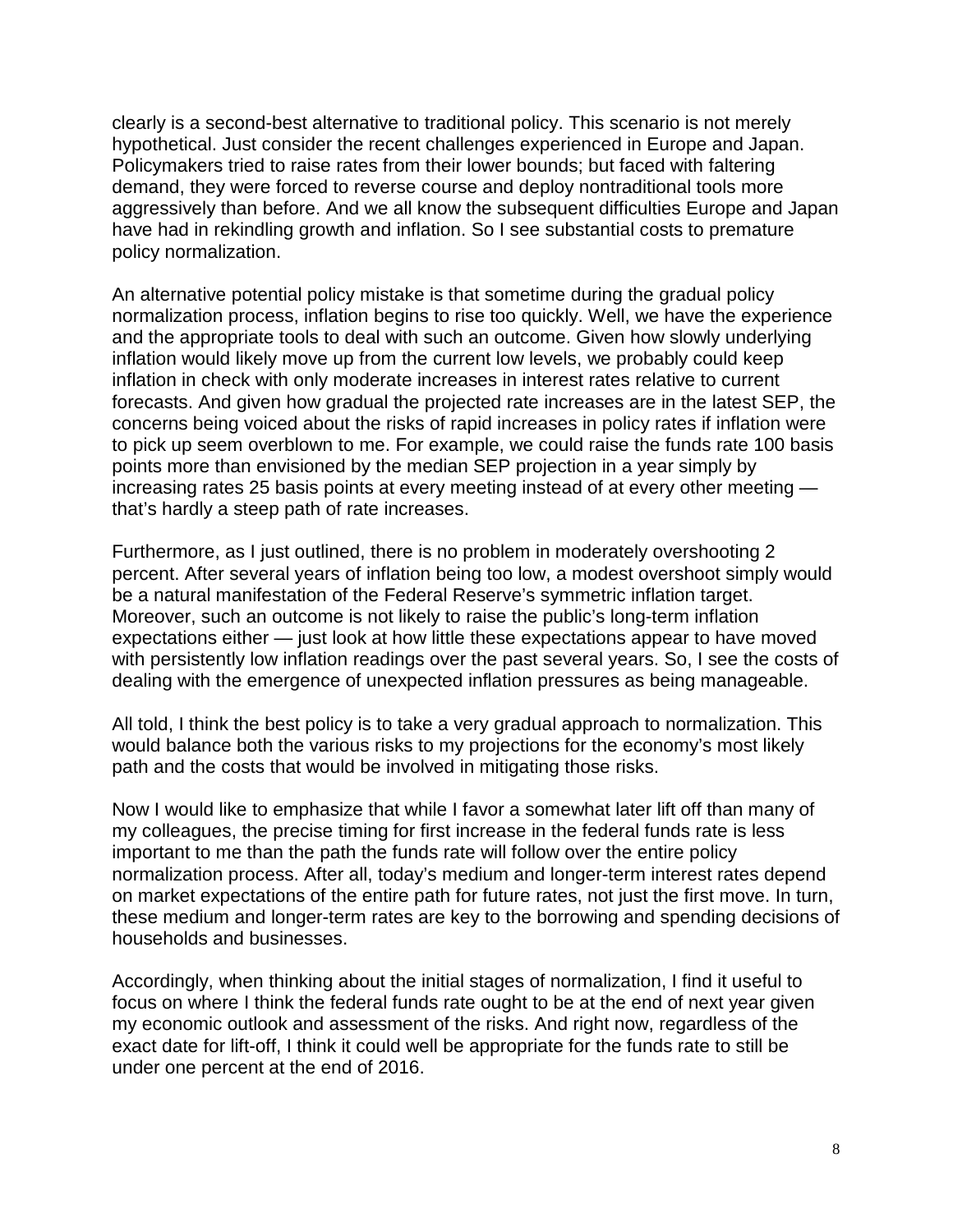clearly is a second-best alternative to traditional policy. This scenario is not merely hypothetical. Just consider the recent challenges experienced in Europe and Japan. Policymakers tried to raise rates from their lower bounds; but faced with faltering demand, they were forced to reverse course and deploy nontraditional tools more aggressively than before. And we all know the subsequent difficulties Europe and Japan have had in rekindling growth and inflation. So I see substantial costs to premature policy normalization.

An alternative potential policy mistake is that sometime during the gradual policy normalization process, inflation begins to rise too quickly. Well, we have the experience and the appropriate tools to deal with such an outcome. Given how slowly underlying inflation would likely move up from the current low levels, we probably could keep inflation in check with only moderate increases in interest rates relative to current forecasts. And given how gradual the projected rate increases are in the latest SEP, the concerns being voiced about the risks of rapid increases in policy rates if inflation were to pick up seem overblown to me. For example, we could raise the funds rate 100 basis points more than envisioned by the median SEP projection in a year simply by increasing rates 25 basis points at every meeting instead of at every other meeting — that's hardly a steep path of rate increases.

Furthermore, as I just outlined, there is no problem in moderately overshooting 2 percent. After several years of inflation being too low, a modest overshoot simply would be a natural manifestation of the Federal Reserve's symmetric inflation target. Moreover, such an outcome is not likely to raise the public's long-term inflation expectations either — just look at how little these expectations appear to have moved with persistently low inflation readings over the past several years. So, I see the costs of dealing with the emergence of unexpected inflation pressures as being manageable.

All told, I think the best policy is to take a very gradual approach to normalization. This would balance both the various risks to my projections for the economy's most likely path and the costs that would be involved in mitigating those risks.

Now I would like to emphasize that while I favor a somewhat later lift off than many of my colleagues, the precise timing for first increase in the federal funds rate is less important to me than the path the funds rate will follow over the entire policy normalization process. After all, today's medium and longer-term interest rates depend on market expectations of the entire path for future rates, not just the first move. In turn, these medium and longer-term rates are key to the borrowing and spending decisions of households and businesses.

Accordingly, when thinking about the initial stages of normalization, I find it useful to focus on where I think the federal funds rate ought to be at the end of next year given my economic outlook and assessment of the risks. And right now, regardless of the exact date for lift-off, I think it could well be appropriate for the funds rate to still be under one percent at the end of 2016.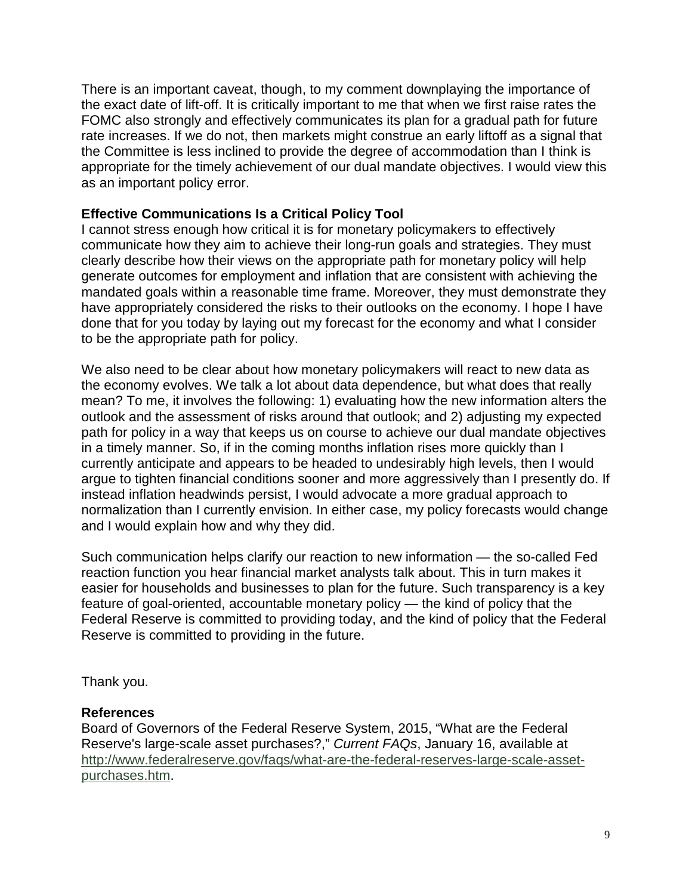There is an important caveat, though, to my comment downplaying the importance of the exact date of lift-off. It is critically important to me that when we first raise rates the FOMC also strongly and effectively communicates its plan for a gradual path for future rate increases. If we do not, then markets might construe an early liftoff as a signal that the Committee is less inclined to provide the degree of accommodation than I think is appropriate for the timely achievement of our dual mandate objectives. I would view this as an important policy error.

**Effective Communications Is a Critical Policy Tool**

I cannot stress enough how critical it is for monetary policymakers to effectively communicate how they aim to achieve their long-run goals and strategies. They must clearly describe how their views on the appropriate path for monetary policy will help generate outcomes for employment and inflation that are consistent with achieving the mandated goals within a reasonable time frame. Moreover, they must demonstrate they have appropriately considered the risks to their outlooks on the economy. I hope I have done that for you today by laying out my forecast for the economy and what I consider to be the appropriate path for policy.

We also need to be clear about how monetary policymakers will react to new data as the economy evolves. We talk a lot about data dependence, but what does that really mean? To me, it involves the following: 1) evaluating how the new information alters the outlook and the assessment of risks around that outlook; and 2) adjusting my expected path for policy in a way that keeps us on course to achieve our dual mandate objectives in a timely manner. So, if in the coming months inflation rises more quickly than I currently anticipate and appears to be headed to undesirably high levels, then I would argue to tighten financial conditions sooner and more aggressively than I presently do. If instead inflation headwinds persist, I would advocate a more gradual approach to normalization than I currently envision. In either case, my policy forecasts would change and I would explain how and why they did.

Such communication helps clarify our reaction to new information — the so-called Fed reaction function you hear financial market analysts talk about. This in turn makes it easier for households and businesses to plan for the future. Such transparency is a key feature of goal-oriented, accountable monetary policy — the kind of policy that the Federal Reserve is committed to providing today, and the kind of policy that the Federal Reserve is committed to providing in the future.

Thank you.

**References**

Board of Governors of the Federal Reserve System, 2015, "What are the Federal Reserve's large-scale asset purchases?," *Current FAQs*, January 16, available at http://www.federalreserve.gov/faqs/what-are-the-federal-reserves-large-scale-asset-purchases.htm.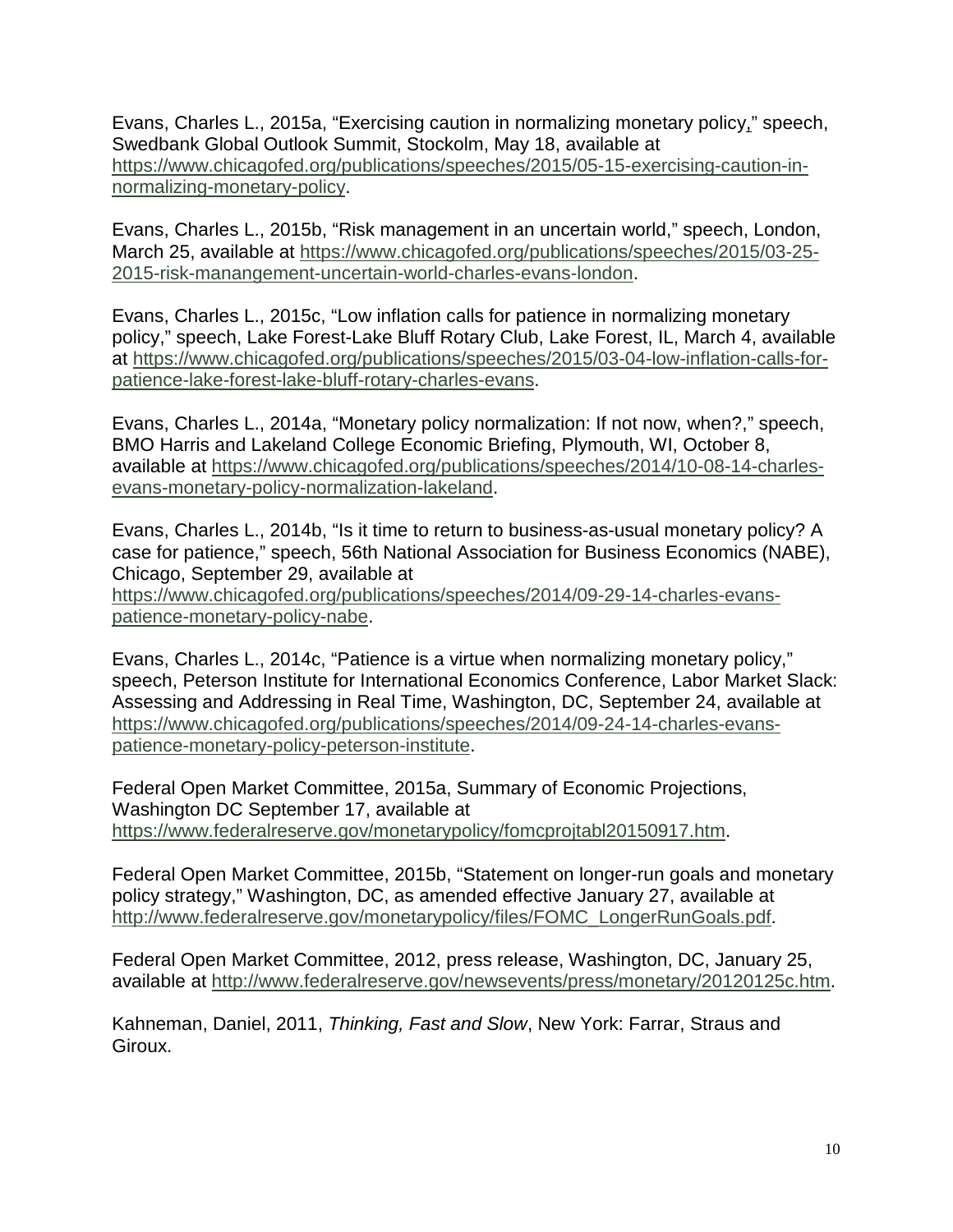Evans, Charles L., 2015a, “Exercising caution in normalizing monetary policy,” speech, Swedbank Global Outlook Summit, Stockolm, May 18, available at https://www.chicagofed.org/publications/speeches/2015/05-15-exercising-caution-in-normalizing-monetary-policy.

Evans, Charles L., 2015b, “Risk management in an uncertain world,” speech, London, March 25, available at https://www.chicagofed.org/publications/speeches/2015/03-25-2015-risk-manangement-uncertain-world-charles-evans-london.

Evans, Charles L., 2015c, “Low inflation calls for patience in normalizing monetary policy,” speech, Lake Forest-Lake Bluff Rotary Club, Lake Forest, IL, March 4, available at https://www.chicagofed.org/publications/speeches/2015/03-04-low-inflation-calls-for-patience-lake-forest-lake-bluff-rotary-charles-evans.

Evans, Charles L., 2014a, “Monetary policy normalization: If not now, when?,” speech, BMO Harris and Lakeland College Economic Briefing, Plymouth, WI, October 8, available at https://www.chicagofed.org/publications/speeches/2014/10-08-14-charles-evans-monetary-policy-normalization-lakeland.

Evans, Charles L., 2014b, “Is it time to return to business-as-usual monetary policy? A case for patience,” speech, 56th National Association for Business Economics (NABE), Chicago, September 29, available at https://www.chicagofed.org/publications/speeches/2014/09-29-14-charles-evans-patience-monetary-policy-nabe.

Evans, Charles L., 2014c, “Patience is a virtue when normalizing monetary policy,” speech, Peterson Institute for International Economics Conference, Labor Market Slack: Assessing and Addressing in Real Time, Washington, DC, September 24, available at https://www.chicagofed.org/publications/speeches/2014/09-24-14-charles-evans-patience-monetary-policy-peterson-institute.

Federal Open Market Committee, 2015a, Summary of Economic Projections, Washington DC September 17, available at https://www.federalreserve.gov/monetarypolicy/fomcprojtabl20150917.htm.

Federal Open Market Committee, 2015b, “Statement on longer-run goals and monetary policy strategy,” Washington, DC, as amended effective January 27, available at http://www.federalreserve.gov/monetarypolicy/files/FOMC_LongerRunGoals.pdf.

Federal Open Market Committee, 2012, press release, Washington, DC, January 25, available at http://www.federalreserve.gov/newsevents/press/monetary/20120125c.htm.

Kahneman, Daniel, 2011, *Thinking, Fast and Slow*, New York: Farrar, Straus and Giroux.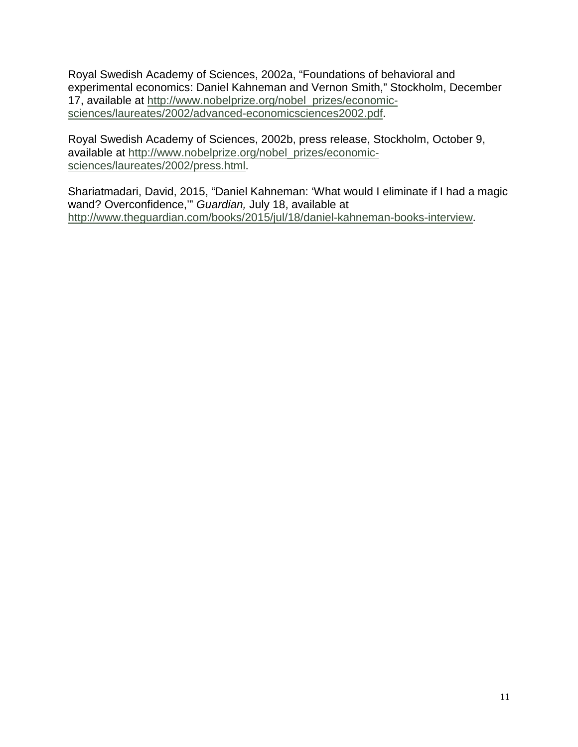Royal Swedish Academy of Sciences, 2002a, "Foundations of behavioral and experimental economics: Daniel Kahneman and Vernon Smith," Stockholm, December 17, available at http://www.nobelprize.org/nobel_prizes/economic-sciences/laureates/2002/advanced-economicsciences2002.pdf.

Royal Swedish Academy of Sciences, 2002b, press release, Stockholm, October 9, available at http://www.nobelprize.org/nobel_prizes/economic-sciences/laureates/2002/press.html.

Shariatmadari, David, 2015, "Daniel Kahneman: 'What would I eliminate if I had a magic wand? Overconfidence,'" *Guardian,* July 18, available at http://www.theguardian.com/books/2015/jul/18/daniel-kahneman-books-interview.